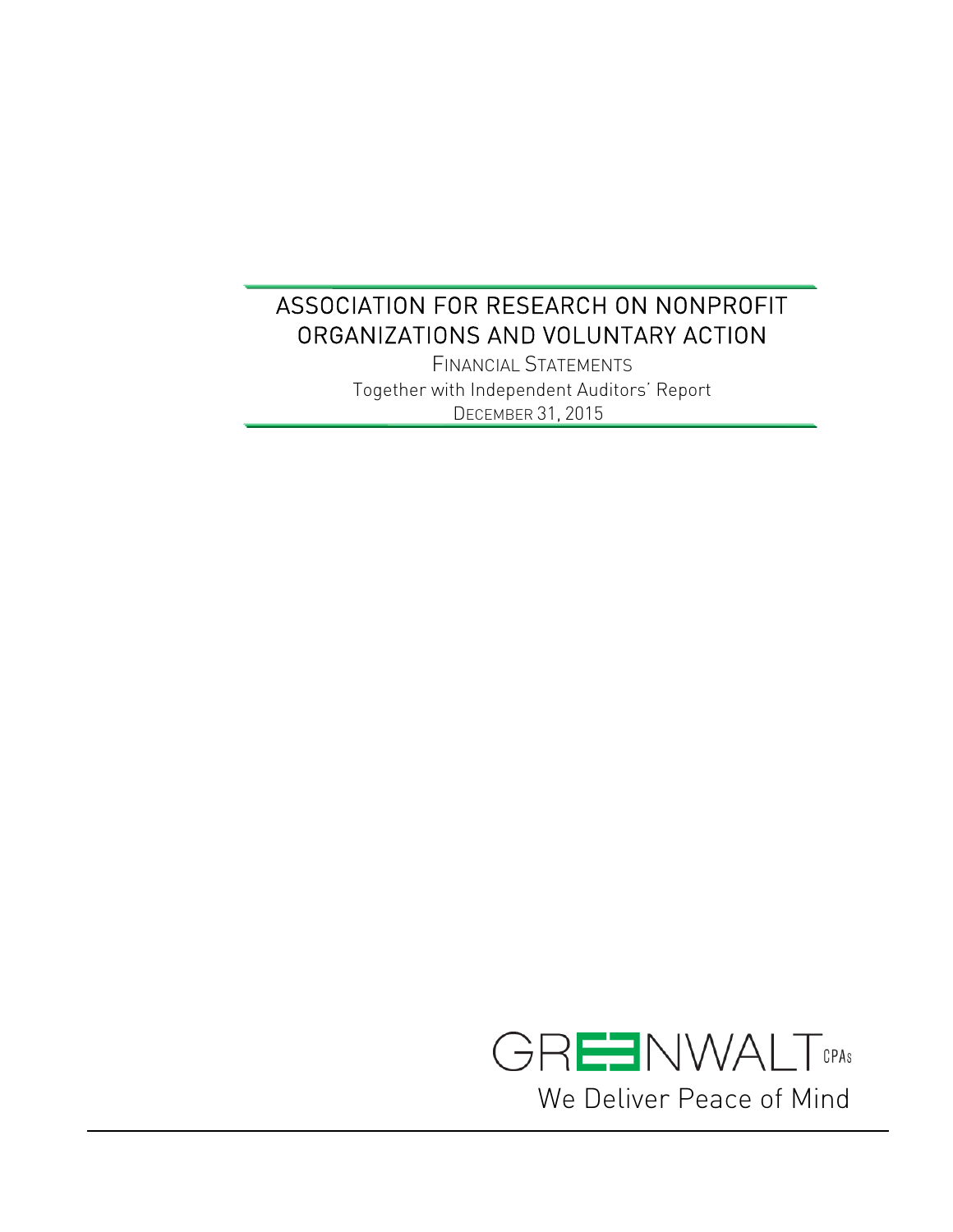# ASSOCIATION FOR RESEARCH ON NONPROFIT ORGANIZATIONS AND VOLUNTARY ACTION

FINANCIAL STATEMENTS

Together with Independent Auditors' Report

DECEMBER 31, 2015

GREENWALT CPAs

We Deliver Peace of Mind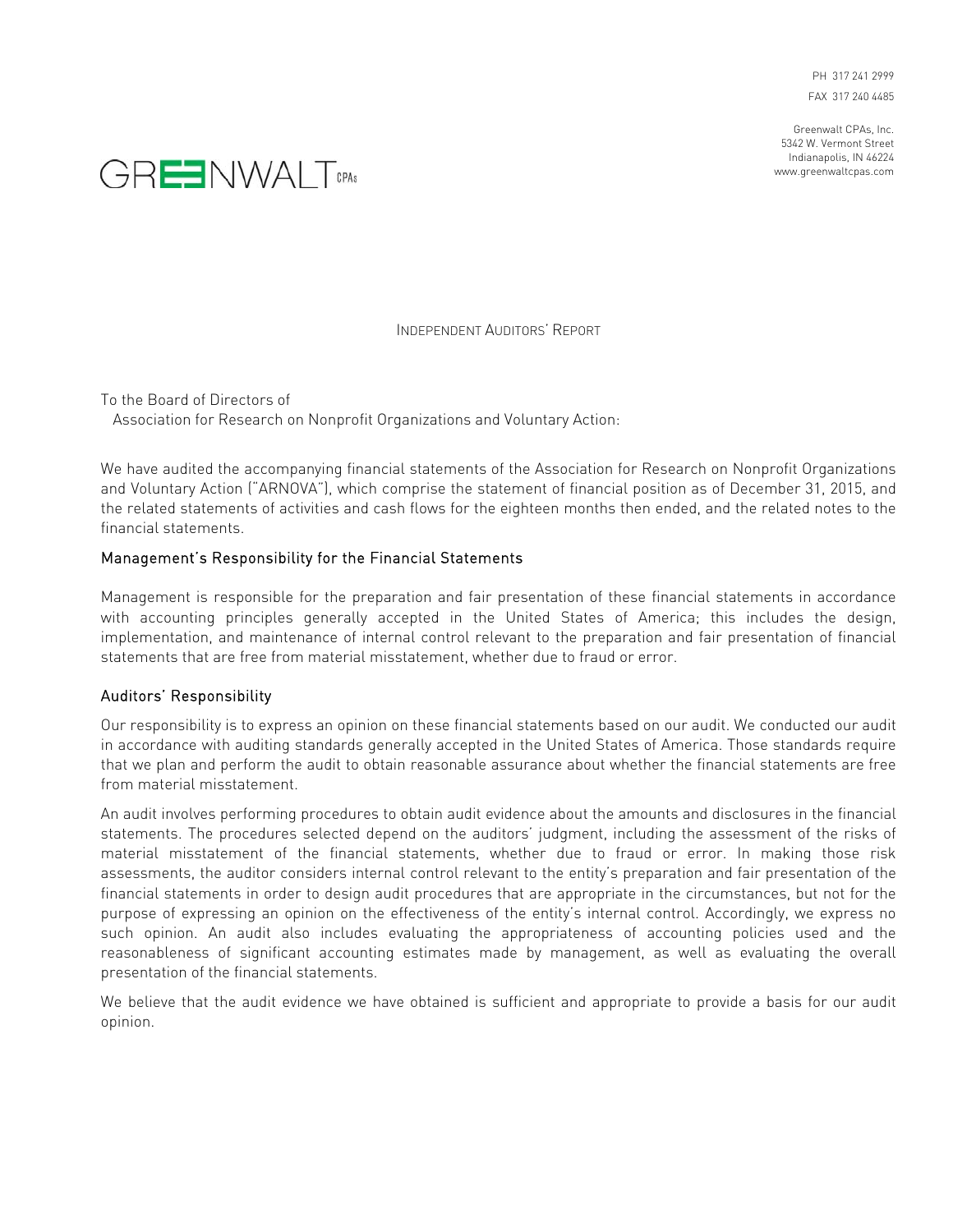PH 317 241 2999

FAX 317 240 4485

Greenwalt CPAs, Inc.
5342 W. Vermont Street
Indianapolis, IN 46224
www.greenwaltcpas.com

GREENWALT CPAs

# INDEPENDENT AUDITORS' REPORT

To the Board of Directors of
Association for Research on Nonprofit Organizations and Voluntary Action:

We have audited the accompanying financial statements of the Association for Research on Nonprofit Organizations and Voluntary Action ("ARNOVA"), which comprise the statement of financial position as of December 31, 2015, and the related statements of activities and cash flows for the eighteen months then ended, and the related notes to the financial statements.

## Management's Responsibility for the Financial Statements

Management is responsible for the preparation and fair presentation of these financial statements in accordance with accounting principles generally accepted in the United States of America; this includes the design, implementation, and maintenance of internal control relevant to the preparation and fair presentation of financial statements that are free from material misstatement, whether due to fraud or error.

## Auditors' Responsibility

Our responsibility is to express an opinion on these financial statements based on our audit. We conducted our audit in accordance with auditing standards generally accepted in the United States of America. Those standards require that we plan and perform the audit to obtain reasonable assurance about whether the financial statements are free from material misstatement.

An audit involves performing procedures to obtain audit evidence about the amounts and disclosures in the financial statements. The procedures selected depend on the auditors' judgment, including the assessment of the risks of material misstatement of the financial statements, whether due to fraud or error. In making those risk assessments, the auditor considers internal control relevant to the entity's preparation and fair presentation of the financial statements in order to design audit procedures that are appropriate in the circumstances, but not for the purpose of expressing an opinion on the effectiveness of the entity's internal control. Accordingly, we express no such opinion. An audit also includes evaluating the appropriateness of accounting policies used and the reasonableness of significant accounting estimates made by management, as well as evaluating the overall presentation of the financial statements.

We believe that the audit evidence we have obtained is sufficient and appropriate to provide a basis for our audit opinion.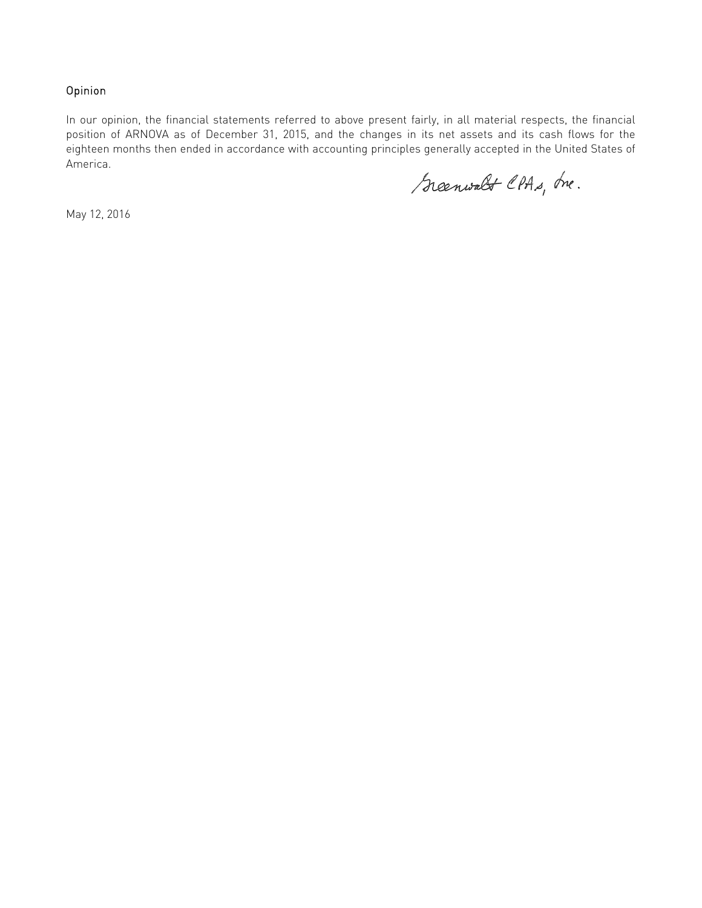## Opinion

In our opinion, the financial statements referred to above present fairly, in all material respects, the financial position of ARNOVA as of December 31, 2015, and the changes in its net assets and its cash flows for the eighteen months then ended in accordance with accounting principles generally accepted in the United States of America.

Greenwalt CPAs, Inc.

May 12, 2016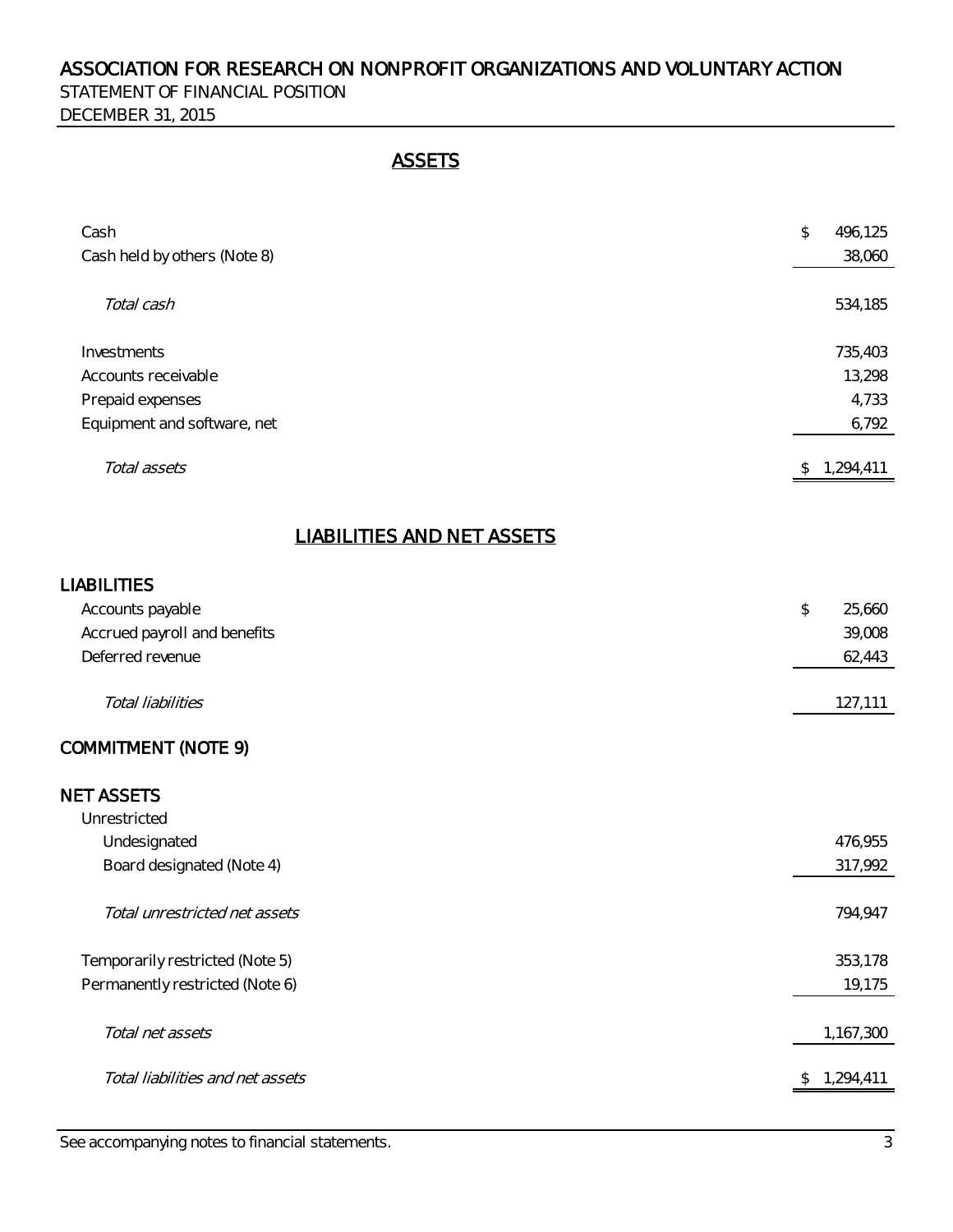# ASSOCIATION FOR RESEARCH ON NONPROFIT ORGANIZATIONS AND VOLUNTARY ACTION

STATEMENT OF FINANCIAL POSITION

DECEMBER 31, 2015

## ASSETS

| | |
|---|---|
| Cash | $ 496,125 |
| Cash held by others (Note 8) | 38,060 |
| *Total cash* | 534,185 |
| Investments | 735,403 |
| Accounts receivable | 13,298 |
| Prepaid expenses | 4,733 |
| Equipment and software, net | 6,792 |
| *Total assets* | $ 1,294,411 |

## LIABILITIES AND NET ASSETS

| | |
|---|---|
| **LIABILITIES** | |
| Accounts payable | $ 25,660 |
| Accrued payroll and benefits | 39,008 |
| Deferred revenue | 62,443 |
| *Total liabilities* | 127,111 |
| **COMMITMENT (NOTE 9)** | |
| **NET ASSETS** | |
| Unrestricted | |
| Undesignated | 476,955 |
| Board designated (Note 4) | 317,992 |
| *Total unrestricted net assets* | 794,947 |
| Temporarily restricted (Note 5) | 353,178 |
| Permanently restricted (Note 6) | 19,175 |
| *Total net assets* | 1,167,300 |
| *Total liabilities and net assets* | $ 1,294,411 |

See accompanying notes to financial statements.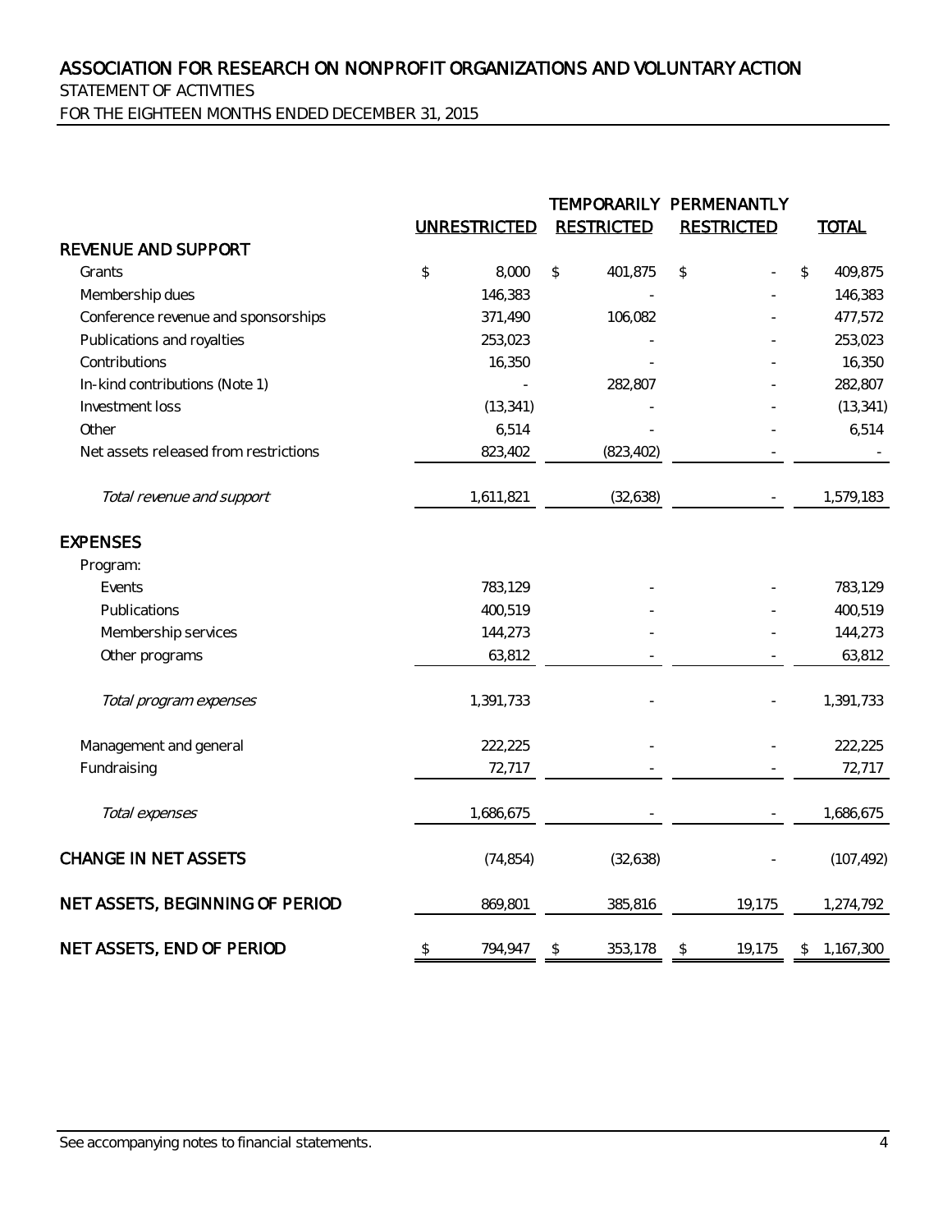# ASSOCIATION FOR RESEARCH ON NONPROFIT ORGANIZATIONS AND VOLUNTARY ACTION

STATEMENT OF ACTIVITIES

FOR THE EIGHTEEN MONTHS ENDED DECEMBER 31, 2015

| | UNRESTRICTED | TEMPORARILY RESTRICTED | PERMENANTLY RESTRICTED | TOTAL |
|---|---|---|---|---|
| **REVENUE AND SUPPORT** | | | | |
| Grants | $ 8,000 | $ 401,875 | $ - | $ 409,875 |
| Membership dues | 146,383 | - | - | 146,383 |
| Conference revenue and sponsorships | 371,490 | 106,082 | - | 477,572 |
| Publications and royalties | 253,023 | - | - | 253,023 |
| Contributions | 16,350 | - | - | 16,350 |
| In-kind contributions (Note 1) | - | 282,807 | - | 282,807 |
| Investment loss | (13,341) | - | - | (13,341) |
| Other | 6,514 | - | - | 6,514 |
| Net assets released from restrictions | 823,402 | (823,402) | - | - |
| *Total revenue and support* | 1,611,821 | (32,638) | - | 1,579,183 |
| **EXPENSES** | | | | |
| Program: | | | | |
| Events | 783,129 | - | - | 783,129 |
| Publications | 400,519 | - | - | 400,519 |
| Membership services | 144,273 | - | - | 144,273 |
| Other programs | 63,812 | - | - | 63,812 |
| *Total program expenses* | 1,391,733 | - | - | 1,391,733 |
| Management and general | 222,225 | - | - | 222,225 |
| Fundraising | 72,717 | - | - | 72,717 |
| *Total expenses* | 1,686,675 | - | - | 1,686,675 |
| **CHANGE IN NET ASSETS** | (74,854) | (32,638) | - | (107,492) |
| **NET ASSETS, BEGINNING OF PERIOD** | 869,801 | 385,816 | 19,175 | 1,274,792 |
| **NET ASSETS, END OF PERIOD** | $ 794,947 | $ 353,178 | $ 19,175 | $ 1,167,300 |

See accompanying notes to financial statements.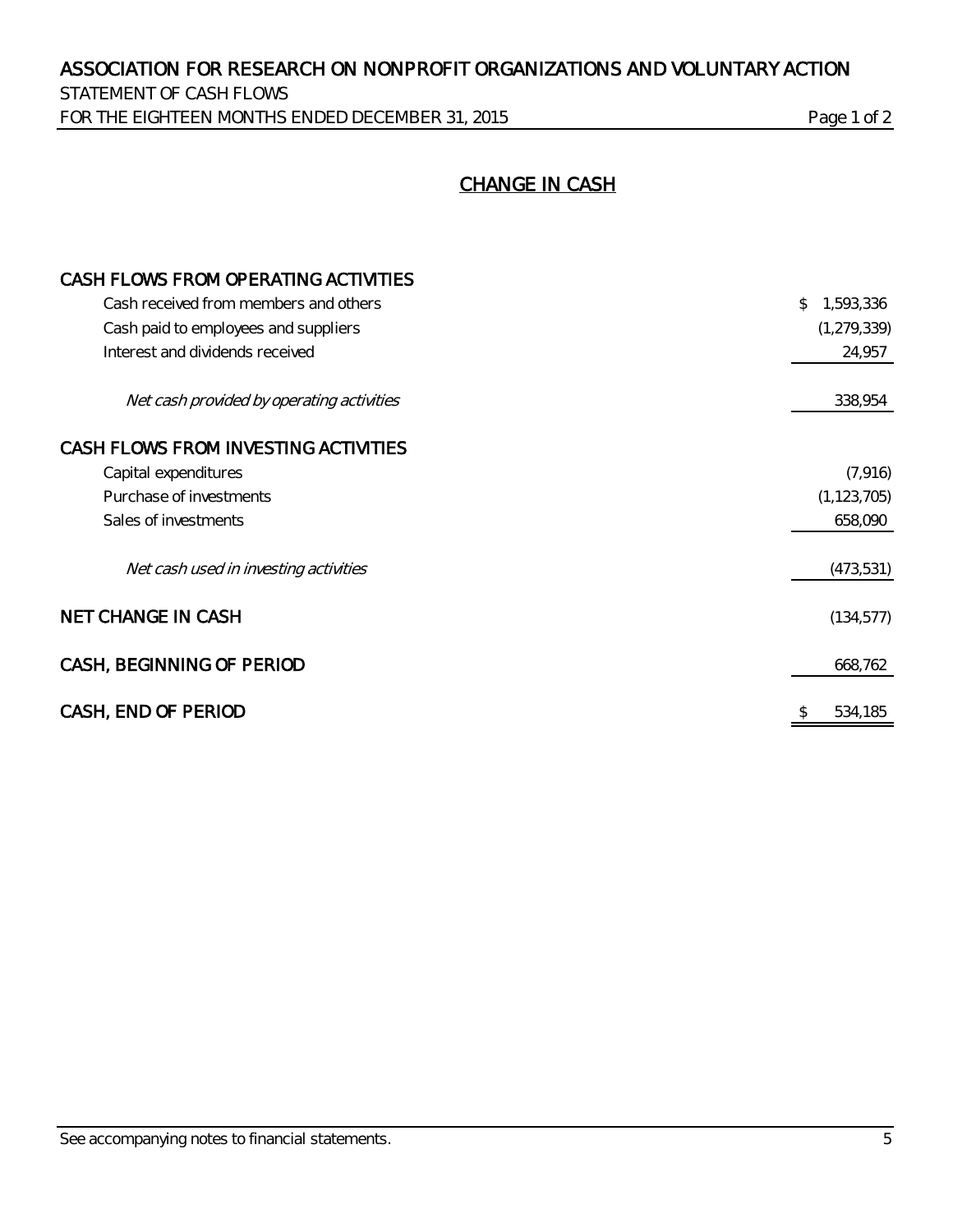# ASSOCIATION FOR RESEARCH ON NONPROFIT ORGANIZATIONS AND VOLUNTARY ACTION

STATEMENT OF CASH FLOWS

FOR THE EIGHTEEN MONTHS ENDED DECEMBER 31, 2015

## CHANGE IN CASH

| | |
|---|---|
| **CASH FLOWS FROM OPERATING ACTIVITIES** | |
| Cash received from members and others | $ 1,593,336 |
| Cash paid to employees and suppliers | (1,279,339) |
| Interest and dividends received | 24,957 |
| *Net cash provided by operating activities* | 338,954 |
| **CASH FLOWS FROM INVESTING ACTIVITIES** | |
| Capital expenditures | (7,916) |
| Purchase of investments | (1,123,705) |
| Sales of investments | 658,090 |
| *Net cash used in investing activities* | (473,531) |
| **NET CHANGE IN CASH** | (134,577) |
| **CASH, BEGINNING OF PERIOD** | 668,762 |
| **CASH, END OF PERIOD** | $ 534,185 |

See accompanying notes to financial statements.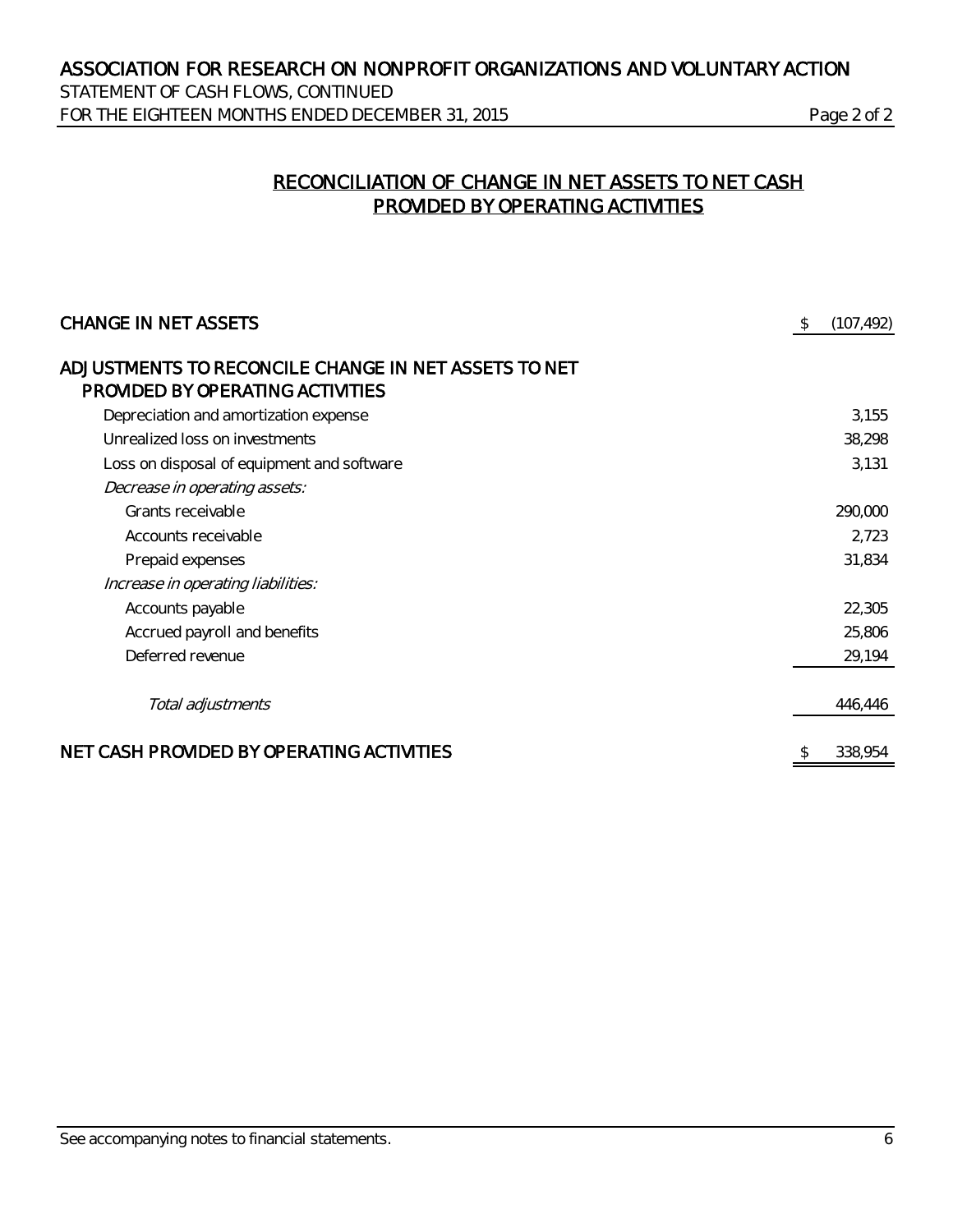# ASSOCIATION FOR RESEARCH ON NONPROFIT ORGANIZATIONS AND VOLUNTARY ACTION

STATEMENT OF CASH FLOWS, CONTINUED

FOR THE EIGHTEEN MONTHS ENDED DECEMBER 31, 2015

## RECONCILIATION OF CHANGE IN NET ASSETS TO NET CASH PROVIDED BY OPERATING ACTIVITIES

| | |
|---|---|
| CHANGE IN NET ASSETS | $ (107,492) |
| ADJUSTMENTS TO RECONCILE CHANGE IN NET ASSETS TO NET PROVIDED BY OPERATING ACTIVITIES | |
| Depreciation and amortization expense | 3,155 |
| Unrealized loss on investments | 38,298 |
| Loss on disposal of equipment and software | 3,131 |
| *Decrease in operating assets:* | |
| Grants receivable | 290,000 |
| Accounts receivable | 2,723 |
| Prepaid expenses | 31,834 |
| *Increase in operating liabilities:* | |
| Accounts payable | 22,305 |
| Accrued payroll and benefits | 25,806 |
| Deferred revenue | 29,194 |
| *Total adjustments* | 446,446 |
| NET CASH PROVIDED BY OPERATING ACTIVITIES | $ 338,954 |

See accompanying notes to financial statements.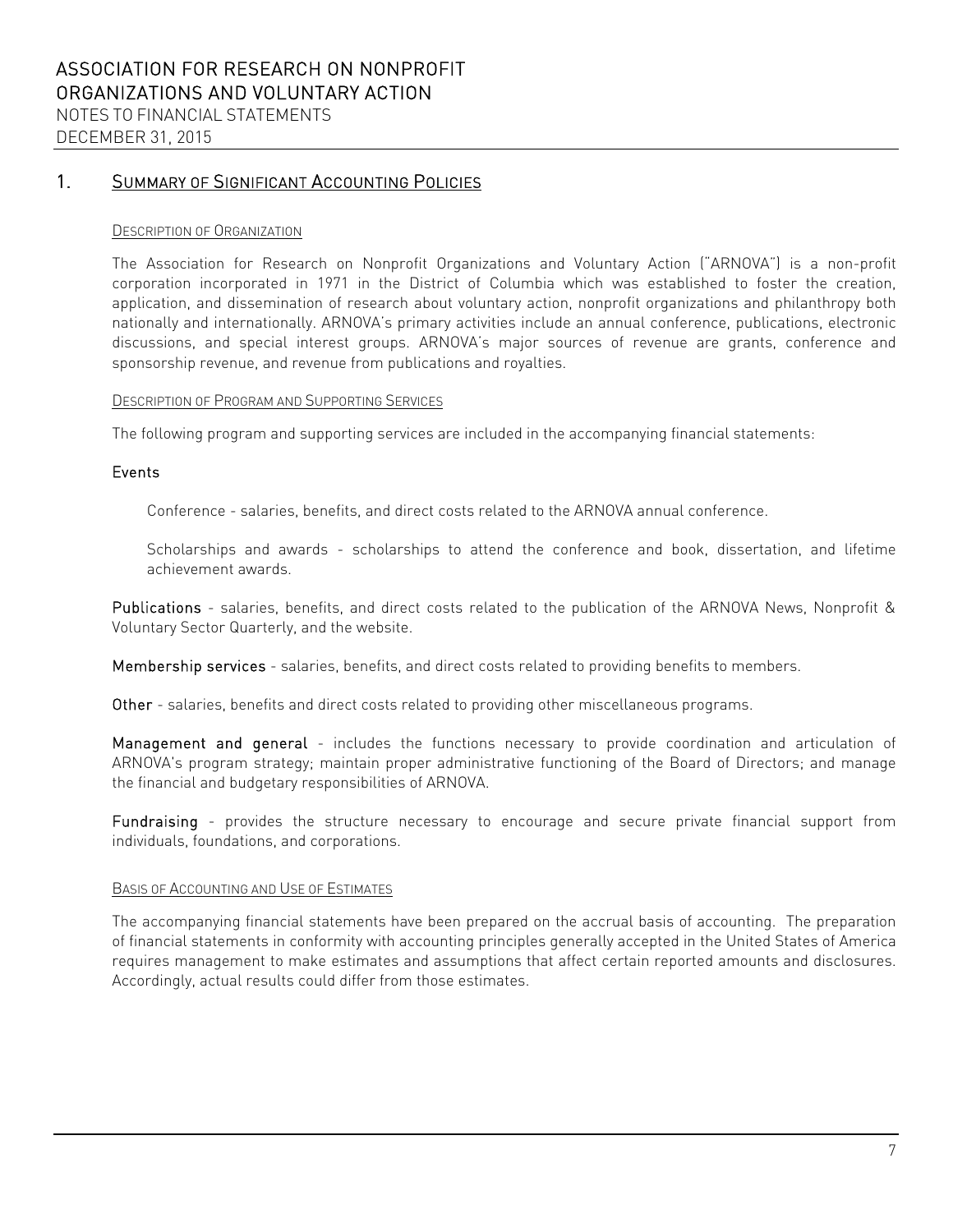# ASSOCIATION FOR RESEARCH ON NONPROFIT ORGANIZATIONS AND VOLUNTARY ACTION

NOTES TO FINANCIAL STATEMENTS
DECEMBER 31, 2015

## 1. SUMMARY OF SIGNIFICANT ACCOUNTING POLICIES

### DESCRIPTION OF ORGANIZATION

The Association for Research on Nonprofit Organizations and Voluntary Action ("ARNOVA") is a non-profit corporation incorporated in 1971 in the District of Columbia which was established to foster the creation, application, and dissemination of research about voluntary action, nonprofit organizations and philanthropy both nationally and internationally. ARNOVA's primary activities include an annual conference, publications, electronic discussions, and special interest groups. ARNOVA's major sources of revenue are grants, conference and sponsorship revenue, and revenue from publications and royalties.

### DESCRIPTION OF PROGRAM AND SUPPORTING SERVICES

The following program and supporting services are included in the accompanying financial statements:

**Events**

Conference - salaries, benefits, and direct costs related to the ARNOVA annual conference.

Scholarships and awards - scholarships to attend the conference and book, dissertation, and lifetime achievement awards.

**Publications** - salaries, benefits, and direct costs related to the publication of the ARNOVA News, Nonprofit & Voluntary Sector Quarterly, and the website.

**Membership services** - salaries, benefits, and direct costs related to providing benefits to members.

**Other** - salaries, benefits and direct costs related to providing other miscellaneous programs.

**Management and general** - includes the functions necessary to provide coordination and articulation of ARNOVA's program strategy; maintain proper administrative functioning of the Board of Directors; and manage the financial and budgetary responsibilities of ARNOVA.

**Fundraising** - provides the structure necessary to encourage and secure private financial support from individuals, foundations, and corporations.

### BASIS OF ACCOUNTING AND USE OF ESTIMATES

The accompanying financial statements have been prepared on the accrual basis of accounting. The preparation of financial statements in conformity with accounting principles generally accepted in the United States of America requires management to make estimates and assumptions that affect certain reported amounts and disclosures. Accordingly, actual results could differ from those estimates.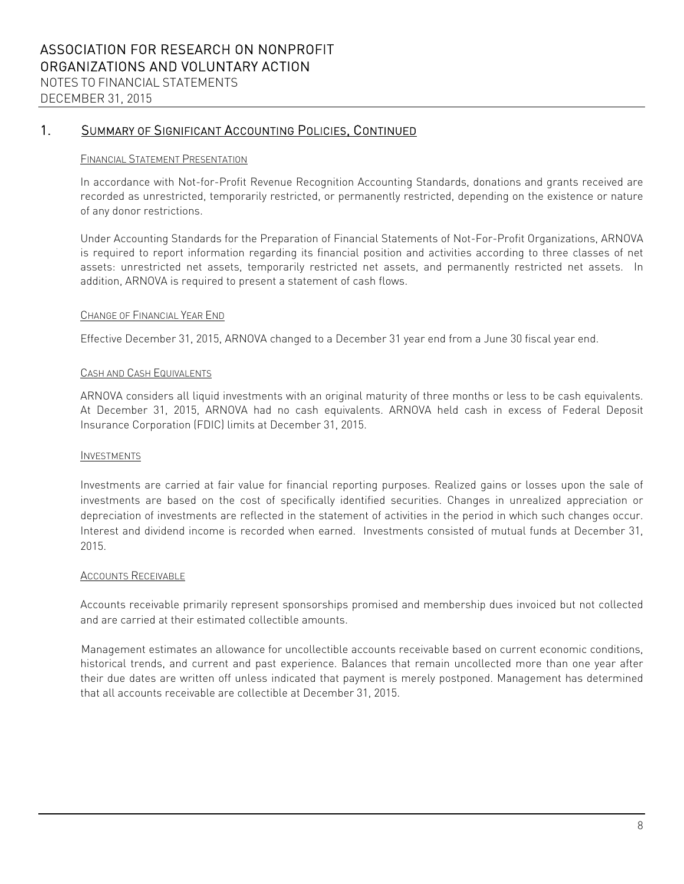## 1. Summary of Significant Accounting Policies, Continued

### Financial Statement Presentation

In accordance with Not-for-Profit Revenue Recognition Accounting Standards, donations and grants received are recorded as unrestricted, temporarily restricted, or permanently restricted, depending on the existence or nature of any donor restrictions.

Under Accounting Standards for the Preparation of Financial Statements of Not-For-Profit Organizations, ARNOVA is required to report information regarding its financial position and activities according to three classes of net assets: unrestricted net assets, temporarily restricted net assets, and permanently restricted net assets. In addition, ARNOVA is required to present a statement of cash flows.

### Change of Financial Year End

Effective December 31, 2015, ARNOVA changed to a December 31 year end from a June 30 fiscal year end.

### Cash and Cash Equivalents

ARNOVA considers all liquid investments with an original maturity of three months or less to be cash equivalents. At December 31, 2015, ARNOVA had no cash equivalents. ARNOVA held cash in excess of Federal Deposit Insurance Corporation (FDIC) limits at December 31, 2015.

### Investments

Investments are carried at fair value for financial reporting purposes. Realized gains or losses upon the sale of investments are based on the cost of specifically identified securities. Changes in unrealized appreciation or depreciation of investments are reflected in the statement of activities in the period in which such changes occur. Interest and dividend income is recorded when earned. Investments consisted of mutual funds at December 31, 2015.

### Accounts Receivable

Accounts receivable primarily represent sponsorships promised and membership dues invoiced but not collected and are carried at their estimated collectible amounts.

Management estimates an allowance for uncollectible accounts receivable based on current economic conditions, historical trends, and current and past experience. Balances that remain uncollected more than one year after their due dates are written off unless indicated that payment is merely postponed. Management has determined that all accounts receivable are collectible at December 31, 2015.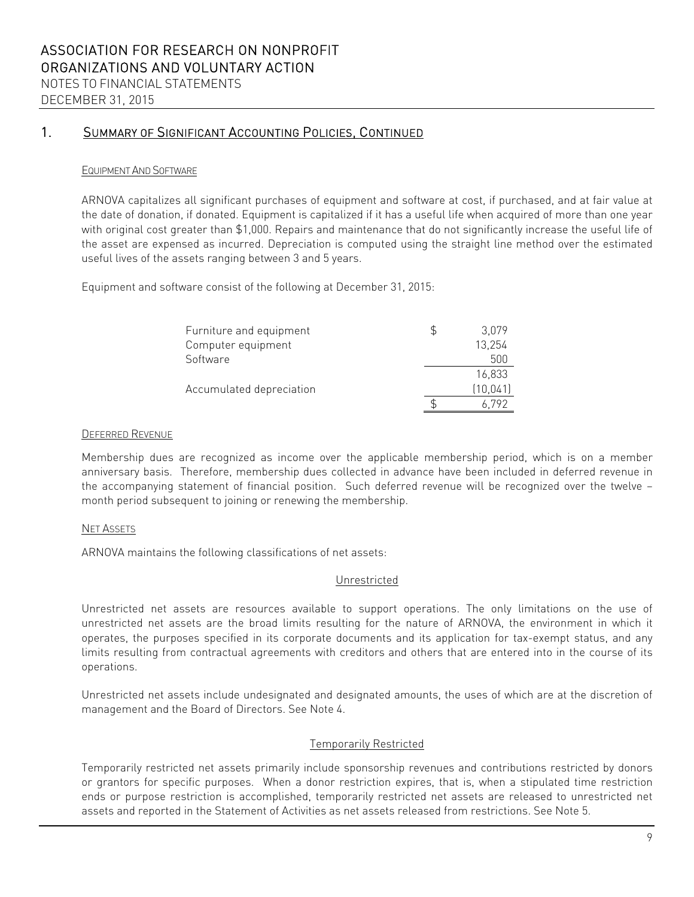# ASSOCIATION FOR RESEARCH ON NONPROFIT ORGANIZATIONS AND VOLUNTARY ACTION

NOTES TO FINANCIAL STATEMENTS

DECEMBER 31, 2015

## 1. SUMMARY OF SIGNIFICANT ACCOUNTING POLICIES, CONTINUED

### EQUIPMENT AND SOFTWARE

ARNOVA capitalizes all significant purchases of equipment and software at cost, if purchased, and at fair value at the date of donation, if donated. Equipment is capitalized if it has a useful life when acquired of more than one year with original cost greater than $1,000. Repairs and maintenance that do not significantly increase the useful life of the asset are expensed as incurred. Depreciation is computed using the straight line method over the estimated useful lives of the assets ranging between 3 and 5 years.

Equipment and software consist of the following at December 31, 2015:

| | |
|---|---|
| Furniture and equipment | $ 3,079 |
| Computer equipment | 13,254 |
| Software | 500 |
| | 16,833 |
| Accumulated depreciation | (10,041) |
| | $ 6,792 |

### DEFERRED REVENUE

Membership dues are recognized as income over the applicable membership period, which is on a member anniversary basis. Therefore, membership dues collected in advance have been included in deferred revenue in the accompanying statement of financial position. Such deferred revenue will be recognized over the twelve – month period subsequent to joining or renewing the membership.

### NET ASSETS

ARNOVA maintains the following classifications of net assets:

#### Unrestricted

Unrestricted net assets are resources available to support operations. The only limitations on the use of unrestricted net assets are the broad limits resulting for the nature of ARNOVA, the environment in which it operates, the purposes specified in its corporate documents and its application for tax-exempt status, and any limits resulting from contractual agreements with creditors and others that are entered into in the course of its operations.

Unrestricted net assets include undesignated and designated amounts, the uses of which are at the discretion of management and the Board of Directors. See Note 4.

#### Temporarily Restricted

Temporarily restricted net assets primarily include sponsorship revenues and contributions restricted by donors or grantors for specific purposes. When a donor restriction expires, that is, when a stipulated time restriction ends or purpose restriction is accomplished, temporarily restricted net assets are released to unrestricted net assets and reported in the Statement of Activities as net assets released from restrictions. See Note 5.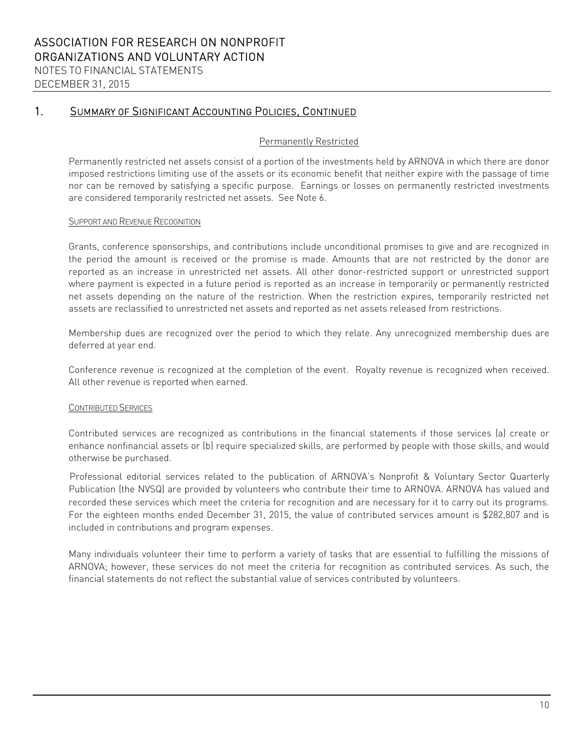## 1. Summary of Significant Accounting Policies, Continued

Permanently Restricted

Permanently restricted net assets consist of a portion of the investments held by ARNOVA in which there are donor imposed restrictions limiting use of the assets or its economic benefit that neither expire with the passage of time nor can be removed by satisfying a specific purpose. Earnings or losses on permanently restricted investments are considered temporarily restricted net assets. See Note 6.

### Support and Revenue Recognition

Grants, conference sponsorships, and contributions include unconditional promises to give and are recognized in the period the amount is received or the promise is made. Amounts that are not restricted by the donor are reported as an increase in unrestricted net assets. All other donor-restricted support or unrestricted support where payment is expected in a future period is reported as an increase in temporarily or permanently restricted net assets depending on the nature of the restriction. When the restriction expires, temporarily restricted net assets are reclassified to unrestricted net assets and reported as net assets released from restrictions.

Membership dues are recognized over the period to which they relate. Any unrecognized membership dues are deferred at year end.

Conference revenue is recognized at the completion of the event. Royalty revenue is recognized when received. All other revenue is reported when earned.

### Contributed Services

Contributed services are recognized as contributions in the financial statements if those services (a) create or enhance nonfinancial assets or (b) require specialized skills, are performed by people with those skills, and would otherwise be purchased.

Professional editorial services related to the publication of ARNOVA's Nonprofit & Voluntary Sector Quarterly Publication (the NVSQ) are provided by volunteers who contribute their time to ARNOVA. ARNOVA has valued and recorded these services which meet the criteria for recognition and are necessary for it to carry out its programs. For the eighteen months ended December 31, 2015, the value of contributed services amount is $282,807 and is included in contributions and program expenses.

Many individuals volunteer their time to perform a variety of tasks that are essential to fulfilling the missions of ARNOVA; however, these services do not meet the criteria for recognition as contributed services. As such, the financial statements do not reflect the substantial value of services contributed by volunteers.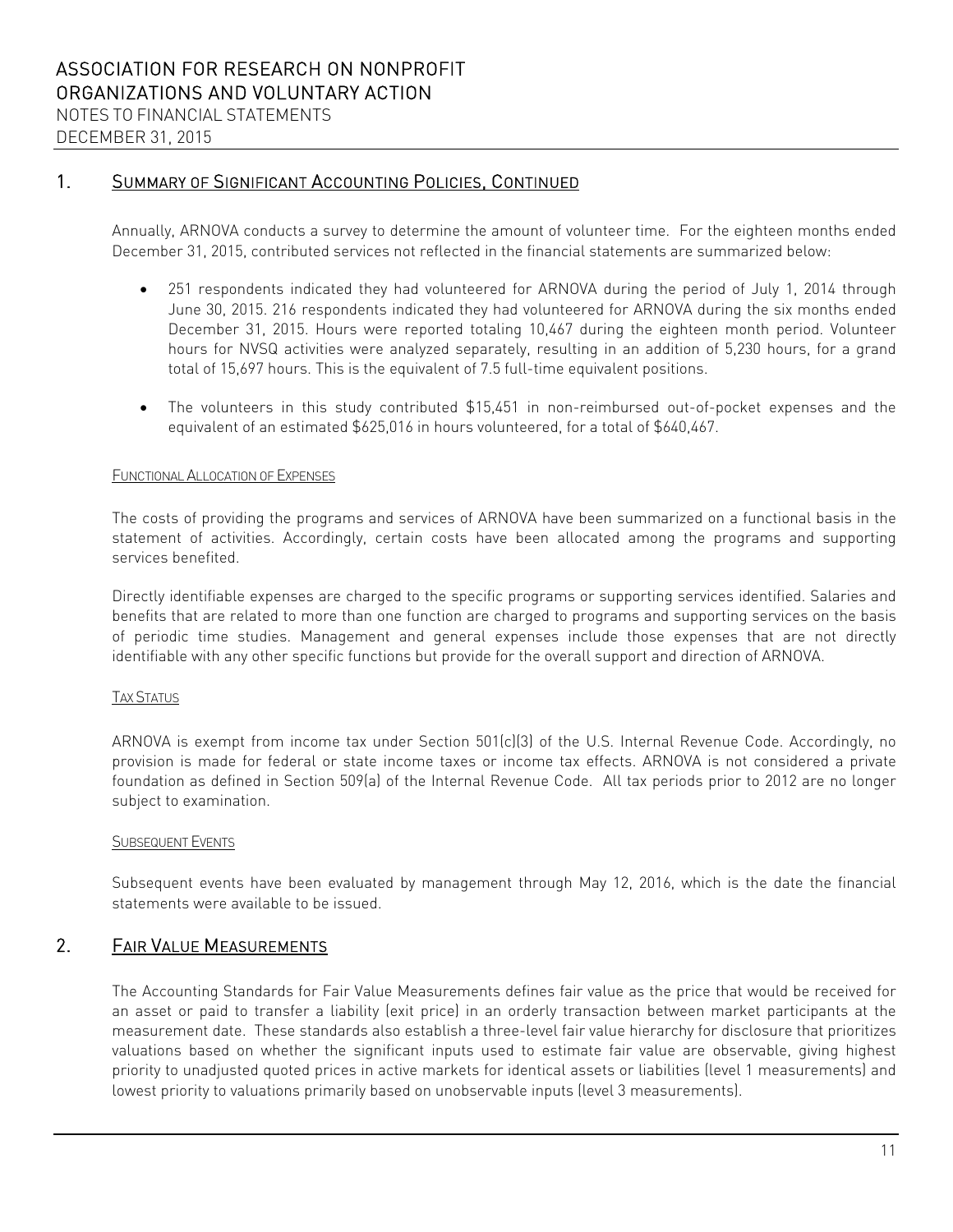## 1. Summary of Significant Accounting Policies, Continued

Annually, ARNOVA conducts a survey to determine the amount of volunteer time. For the eighteen months ended December 31, 2015, contributed services not reflected in the financial statements are summarized below:

- 251 respondents indicated they had volunteered for ARNOVA during the period of July 1, 2014 through June 30, 2015. 216 respondents indicated they had volunteered for ARNOVA during the six months ended December 31, 2015. Hours were reported totaling 10,467 during the eighteen month period. Volunteer hours for NVSQ activities were analyzed separately, resulting in an addition of 5,230 hours, for a grand total of 15,697 hours. This is the equivalent of 7.5 full-time equivalent positions.

- The volunteers in this study contributed $15,451 in non-reimbursed out-of-pocket expenses and the equivalent of an estimated $625,016 in hours volunteered, for a total of $640,467.

### Functional Allocation of Expenses

The costs of providing the programs and services of ARNOVA have been summarized on a functional basis in the statement of activities. Accordingly, certain costs have been allocated among the programs and supporting services benefited.

Directly identifiable expenses are charged to the specific programs or supporting services identified. Salaries and benefits that are related to more than one function are charged to programs and supporting services on the basis of periodic time studies. Management and general expenses include those expenses that are not directly identifiable with any other specific functions but provide for the overall support and direction of ARNOVA.

### Tax Status

ARNOVA is exempt from income tax under Section 501(c)(3) of the U.S. Internal Revenue Code. Accordingly, no provision is made for federal or state income taxes or income tax effects. ARNOVA is not considered a private foundation as defined in Section 509(a) of the Internal Revenue Code. All tax periods prior to 2012 are no longer subject to examination.

### Subsequent Events

Subsequent events have been evaluated by management through May 12, 2016, which is the date the financial statements were available to be issued.

## 2. Fair Value Measurements

The Accounting Standards for Fair Value Measurements defines fair value as the price that would be received for an asset or paid to transfer a liability (exit price) in an orderly transaction between market participants at the measurement date. These standards also establish a three-level fair value hierarchy for disclosure that prioritizes valuations based on whether the significant inputs used to estimate fair value are observable, giving highest priority to unadjusted quoted prices in active markets for identical assets or liabilities (level 1 measurements) and lowest priority to valuations primarily based on unobservable inputs (level 3 measurements).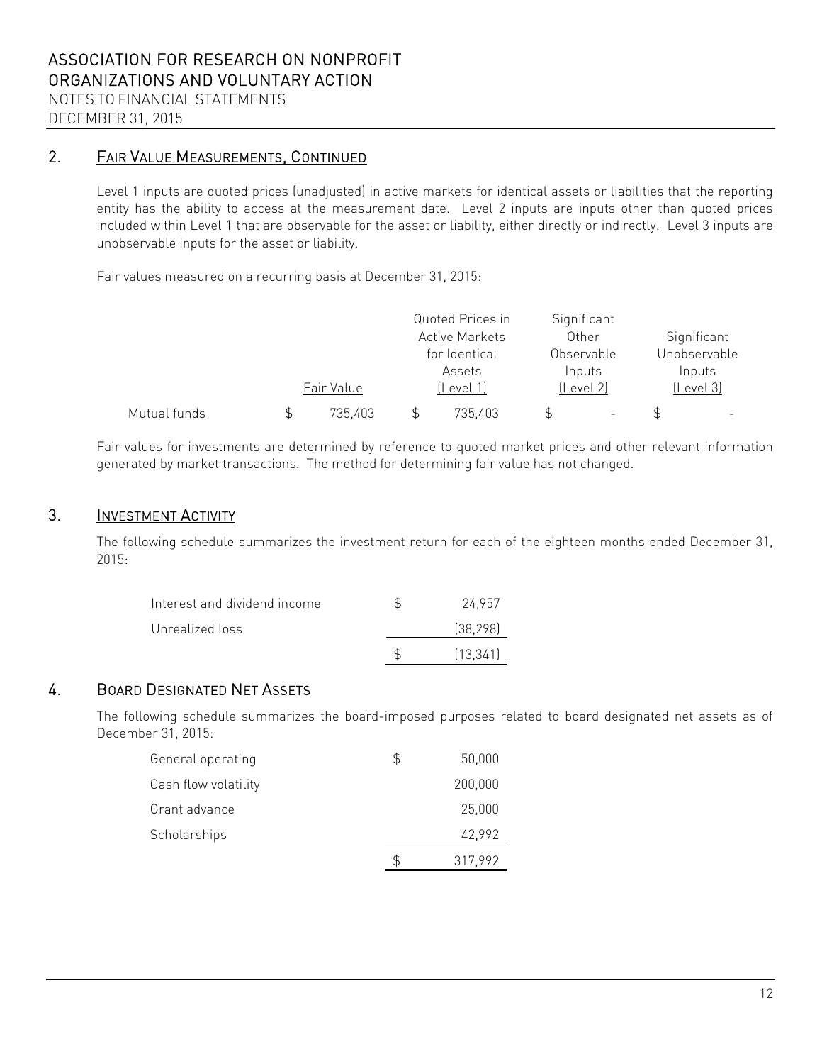## 2. FAIR VALUE MEASUREMENTS, CONTINUED

Level 1 inputs are quoted prices (unadjusted) in active markets for identical assets or liabilities that the reporting entity has the ability to access at the measurement date. Level 2 inputs are inputs other than quoted prices included within Level 1 that are observable for the asset or liability, either directly or indirectly. Level 3 inputs are unobservable inputs for the asset or liability.

Fair values measured on a recurring basis at December 31, 2015:

| | Fair Value | Quoted Prices in Active Markets for Identical Assets (Level 1) | Significant Other Observable Inputs (Level 2) | Significant Unobservable Inputs (Level 3) |
|---|---|---|---|---|
| Mutual funds | $ 735,403 | $ 735,403 | $ - | $ - |

Fair values for investments are determined by reference to quoted market prices and other relevant information generated by market transactions. The method for determining fair value has not changed.

## 3. INVESTMENT ACTIVITY

The following schedule summarizes the investment return for each of the eighteen months ended December 31, 2015:

| | |
|---|---|
| Interest and dividend income | $ 24,957 |
| Unrealized loss | (38,298) |
| | $ (13,341) |

## 4. BOARD DESIGNATED NET ASSETS

The following schedule summarizes the board-imposed purposes related to board designated net assets as of December 31, 2015:

| | |
|---|---|
| General operating | $ 50,000 |
| Cash flow volatility | 200,000 |
| Grant advance | 25,000 |
| Scholarships | 42,992 |
| | $ 317,992 |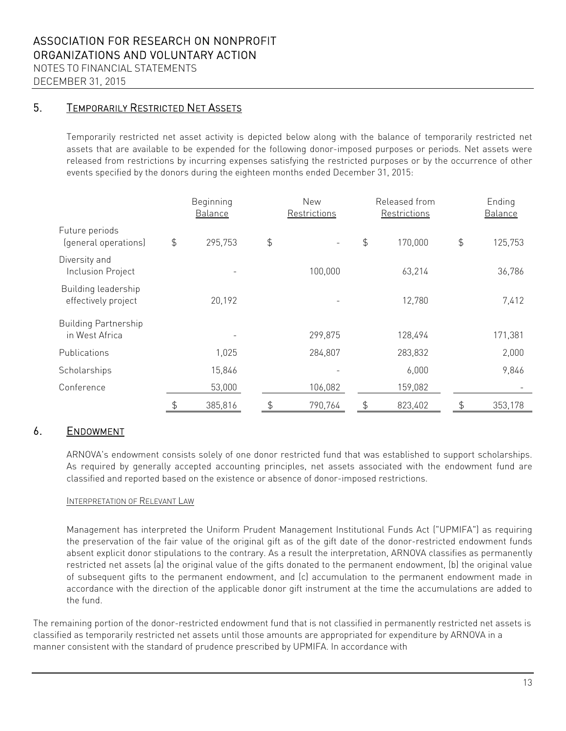## 5. Temporarily Restricted Net Assets

Temporarily restricted net asset activity is depicted below along with the balance of temporarily restricted net assets that are available to be expended for the following donor-imposed purposes or periods. Net assets were released from restrictions by incurring expenses satisfying the restricted purposes or by the occurrence of other events specified by the donors during the eighteen months ended December 31, 2015:

| | Beginning Balance | New Restrictions | Released from Restrictions | Ending Balance |
|---|---|---|---|---|
| Future periods (general operations) | $ 295,753 | $ - | $ 170,000 | $ 125,753 |
| Diversity and Inclusion Project | - | 100,000 | 63,214 | 36,786 |
| Building leadership effectively project | 20,192 | - | 12,780 | 7,412 |
| Building Partnership in West Africa | - | 299,875 | 128,494 | 171,381 |
| Publications | 1,025 | 284,807 | 283,832 | 2,000 |
| Scholarships | 15,846 | - | 6,000 | 9,846 |
| Conference | 53,000 | 106,082 | 159,082 | - |
| | $ 385,816 | $ 790,764 | $ 823,402 | $ 353,178 |

## 6. Endowment

ARNOVA's endowment consists solely of one donor restricted fund that was established to support scholarships. As required by generally accepted accounting principles, net assets associated with the endowment fund are classified and reported based on the existence or absence of donor-imposed restrictions.

### Interpretation of Relevant Law

Management has interpreted the Uniform Prudent Management Institutional Funds Act ("UPMIFA") as requiring the preservation of the fair value of the original gift as of the gift date of the donor-restricted endowment funds absent explicit donor stipulations to the contrary. As a result the interpretation, ARNOVA classifies as permanently restricted net assets (a) the original value of the gifts donated to the permanent endowment, (b) the original value of subsequent gifts to the permanent endowment, and (c) accumulation to the permanent endowment made in accordance with the direction of the applicable donor gift instrument at the time the accumulations are added to the fund.

The remaining portion of the donor-restricted endowment fund that is not classified in permanently restricted net assets is classified as temporarily restricted net assets until those amounts are appropriated for expenditure by ARNOVA in a manner consistent with the standard of prudence prescribed by UPMIFA. In accordance with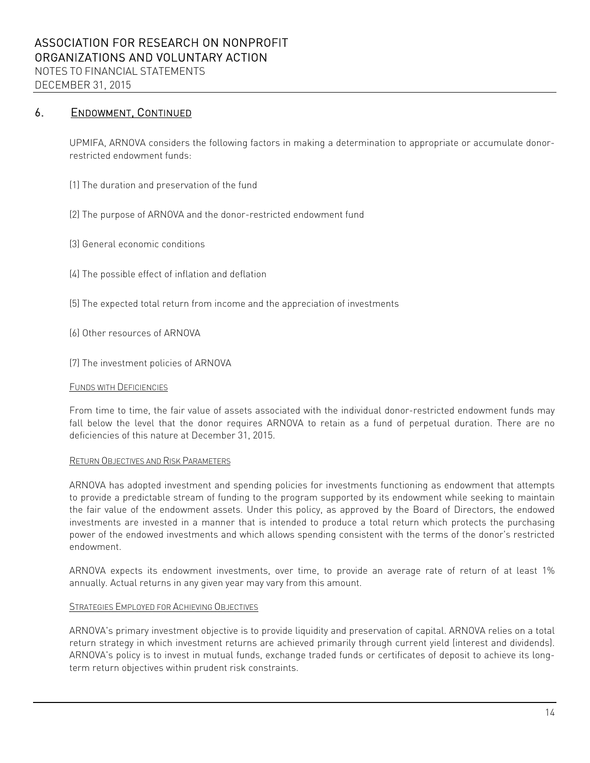## 6. ENDOWMENT, CONTINUED

UPMIFA, ARNOVA considers the following factors in making a determination to appropriate or accumulate donor-restricted endowment funds:

(1) The duration and preservation of the fund

(2) The purpose of ARNOVA and the donor-restricted endowment fund

(3) General economic conditions

(4) The possible effect of inflation and deflation

(5) The expected total return from income and the appreciation of investments

(6) Other resources of ARNOVA

(7) The investment policies of ARNOVA

### FUNDS WITH DEFICIENCIES

From time to time, the fair value of assets associated with the individual donor-restricted endowment funds may fall below the level that the donor requires ARNOVA to retain as a fund of perpetual duration. There are no deficiencies of this nature at December 31, 2015.

### RETURN OBJECTIVES AND RISK PARAMETERS

ARNOVA has adopted investment and spending policies for investments functioning as endowment that attempts to provide a predictable stream of funding to the program supported by its endowment while seeking to maintain the fair value of the endowment assets. Under this policy, as approved by the Board of Directors, the endowed investments are invested in a manner that is intended to produce a total return which protects the purchasing power of the endowed investments and which allows spending consistent with the terms of the donor's restricted endowment.

ARNOVA expects its endowment investments, over time, to provide an average rate of return of at least 1% annually. Actual returns in any given year may vary from this amount.

### STRATEGIES EMPLOYED FOR ACHIEVING OBJECTIVES

ARNOVA's primary investment objective is to provide liquidity and preservation of capital. ARNOVA relies on a total return strategy in which investment returns are achieved primarily through current yield (interest and dividends). ARNOVA's policy is to invest in mutual funds, exchange traded funds or certificates of deposit to achieve its long-term return objectives within prudent risk constraints.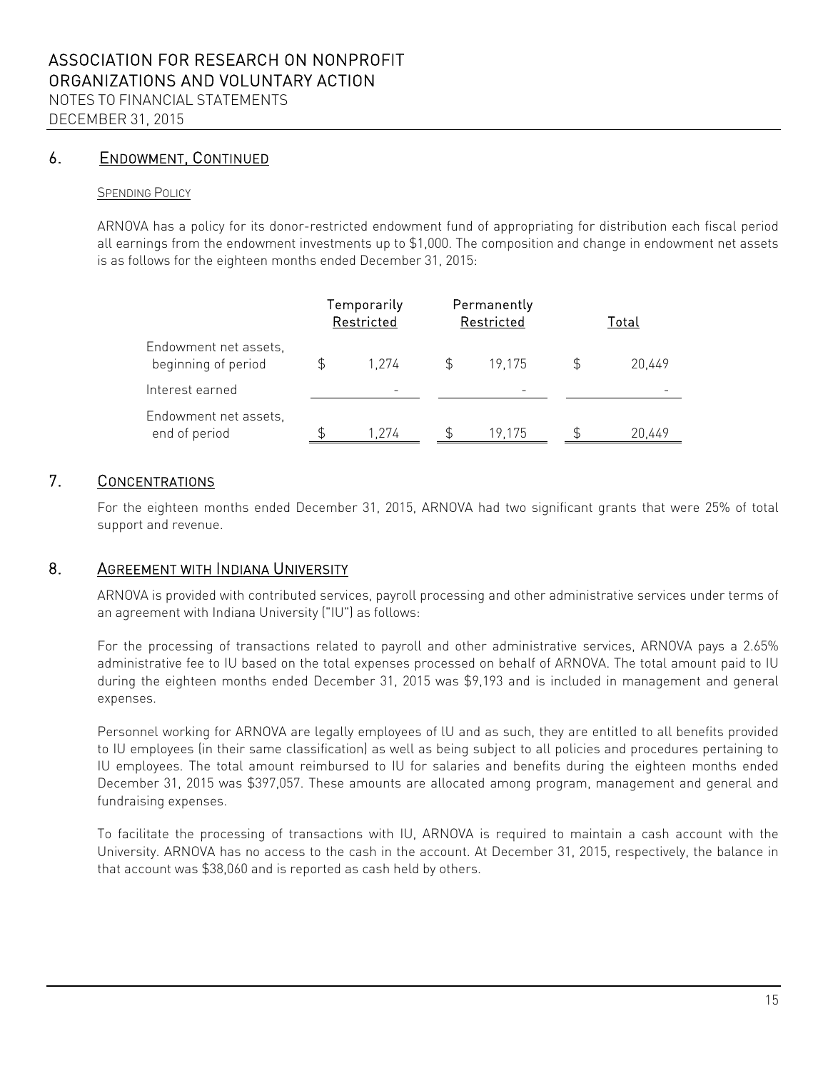## 6. Endowment, Continued

### Spending Policy

ARNOVA has a policy for its donor-restricted endowment fund of appropriating for distribution each fiscal period all earnings from the endowment investments up to $1,000. The composition and change in endowment net assets is as follows for the eighteen months ended December 31, 2015:

| | Temporarily Restricted | Permanently Restricted | Total |
|---|---|---|---|
| Endowment net assets, beginning of period | $ 1,274 | $ 19,175 | $ 20,449 |
| Interest earned | - | - | - |
| Endowment net assets, end of period | $ 1,274 | $ 19,175 | $ 20,449 |

## 7. Concentrations

For the eighteen months ended December 31, 2015, ARNOVA had two significant grants that were 25% of total support and revenue.

## 8. Agreement with Indiana University

ARNOVA is provided with contributed services, payroll processing and other administrative services under terms of an agreement with Indiana University ("IU") as follows:

For the processing of transactions related to payroll and other administrative services, ARNOVA pays a 2.65% administrative fee to IU based on the total expenses processed on behalf of ARNOVA. The total amount paid to IU during the eighteen months ended December 31, 2015 was $9,193 and is included in management and general expenses.

Personnel working for ARNOVA are legally employees of IU and as such, they are entitled to all benefits provided to IU employees (in their same classification) as well as being subject to all policies and procedures pertaining to IU employees. The total amount reimbursed to IU for salaries and benefits during the eighteen months ended December 31, 2015 was $397,057. These amounts are allocated among program, management and general and fundraising expenses.

To facilitate the processing of transactions with IU, ARNOVA is required to maintain a cash account with the University. ARNOVA has no access to the cash in the account. At December 31, 2015, respectively, the balance in that account was $38,060 and is reported as cash held by others.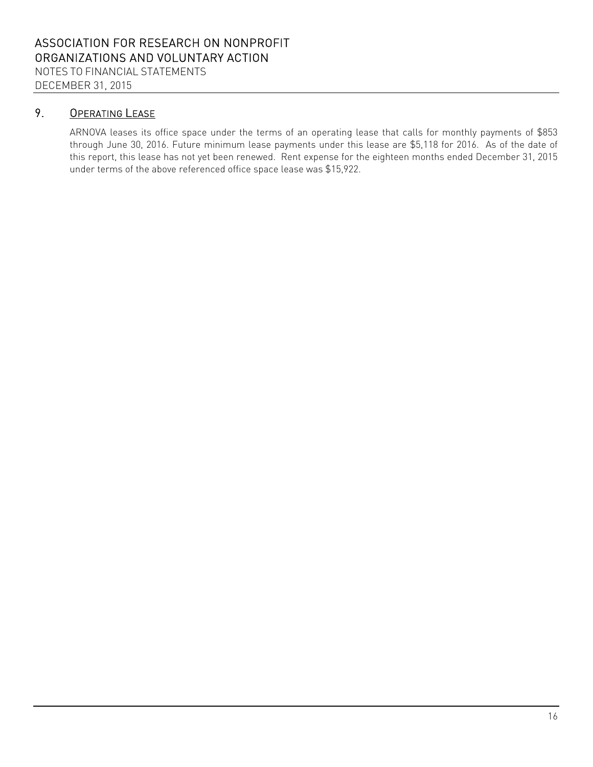## 9. Operating Lease

ARNOVA leases its office space under the terms of an operating lease that calls for monthly payments of $853 through June 30, 2016. Future minimum lease payments under this lease are $5,118 for 2016. As of the date of this report, this lease has not yet been renewed. Rent expense for the eighteen months ended December 31, 2015 under terms of the above referenced office space lease was $15,922.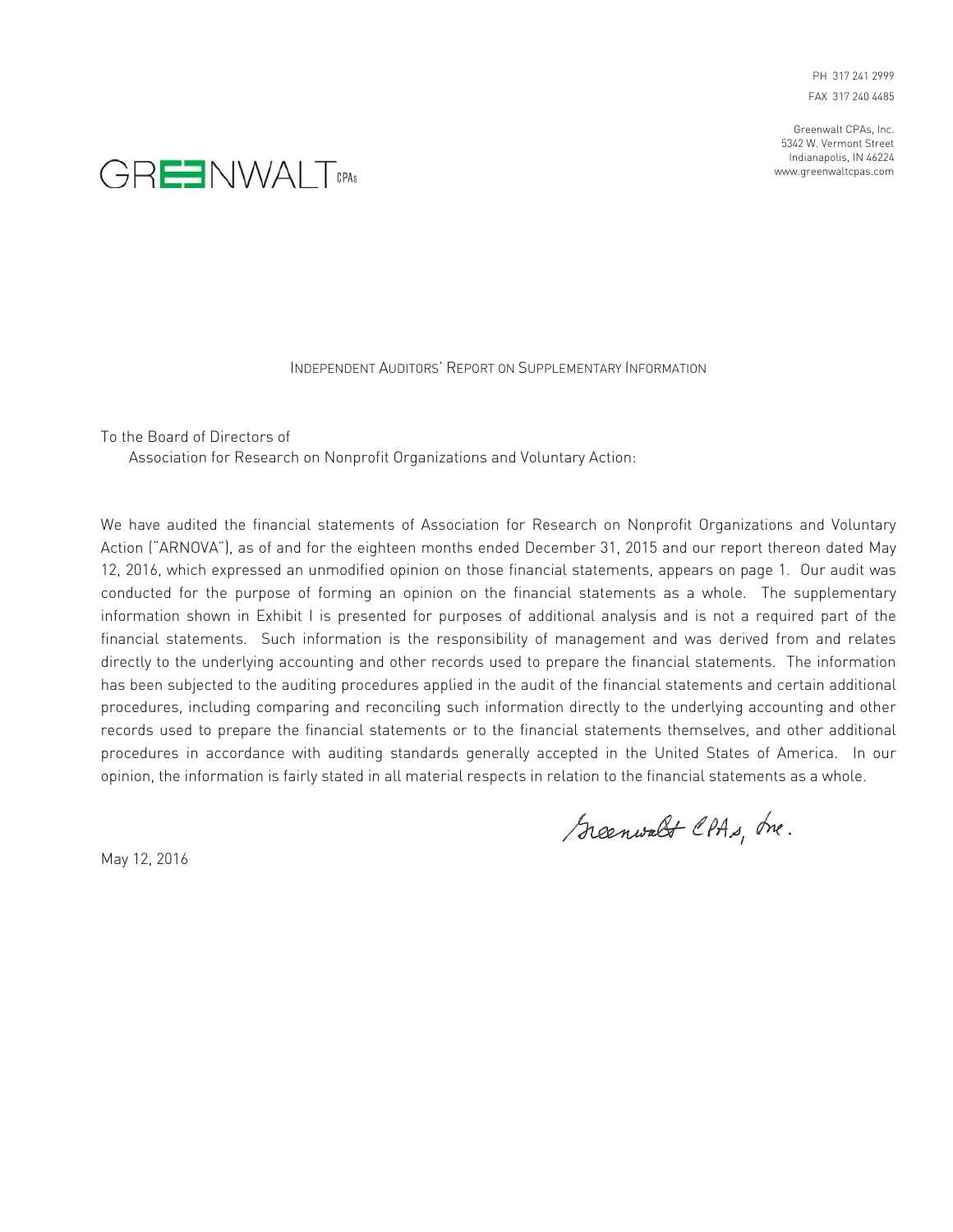PH 317 241 2999

FAX 317 240 4485

Greenwalt CPAs, Inc.
5342 W. Vermont Street
Indianapolis, IN 46224
www.greenwaltcpas.com

GREENWALT CPAs

## Independent Auditors' Report on Supplementary Information

To the Board of Directors of
Association for Research on Nonprofit Organizations and Voluntary Action:

We have audited the financial statements of Association for Research on Nonprofit Organizations and Voluntary Action ("ARNOVA"), as of and for the eighteen months ended December 31, 2015 and our report thereon dated May 12, 2016, which expressed an unmodified opinion on those financial statements, appears on page 1. Our audit was conducted for the purpose of forming an opinion on the financial statements as a whole. The supplementary information shown in Exhibit I is presented for purposes of additional analysis and is not a required part of the financial statements. Such information is the responsibility of management and was derived from and relates directly to the underlying accounting and other records used to prepare the financial statements. The information has been subjected to the auditing procedures applied in the audit of the financial statements and certain additional procedures, including comparing and reconciling such information directly to the underlying accounting and other records used to prepare the financial statements or to the financial statements themselves, and other additional procedures in accordance with auditing standards generally accepted in the United States of America. In our opinion, the information is fairly stated in all material respects in relation to the financial statements as a whole.

Greenwalt CPAs, Inc.

May 12, 2016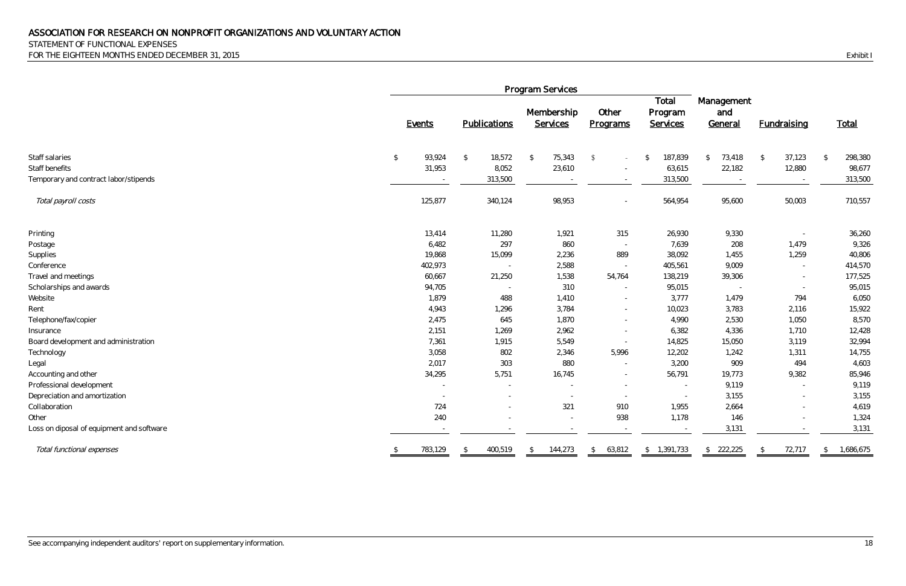# ASSOCIATION FOR RESEARCH ON NONPROFIT ORGANIZATIONS AND VOLUNTARY ACTION

STATEMENT OF FUNCTIONAL EXPENSES

FOR THE EIGHTEEN MONTHS ENDED DECEMBER 31, 2015

Exhibit I

| | Program Services | | | | | | | |
|---|---|---|---|---|---|---|---|---|
| | Events | Publications | Membership Services | Other Programs | Total Program Services | Management and General | Fundraising | Total |
| Staff salaries | $ 93,924 | $ 18,572 | $ 75,343 | $ - | $ 187,839 | $ 73,418 | $ 37,123 | $ 298,380 |
| Staff benefits | 31,953 | 8,052 | 23,610 | - | 63,615 | 22,182 | 12,880 | 98,677 |
| Temporary and contract labor/stipends | - | 313,500 | - | - | 313,500 | - | - | 313,500 |
| *Total payroll costs* | 125,877 | 340,124 | 98,953 | - | 564,954 | 95,600 | 50,003 | 710,557 |
| Printing | 13,414 | 11,280 | 1,921 | 315 | 26,930 | 9,330 | - | 36,260 |
| Postage | 6,482 | 297 | 860 | - | 7,639 | 208 | 1,479 | 9,326 |
| Supplies | 19,868 | 15,099 | 2,236 | 889 | 38,092 | 1,455 | 1,259 | 40,806 |
| Conference | 402,973 | - | 2,588 | - | 405,561 | 9,009 | - | 414,570 |
| Travel and meetings | 60,667 | 21,250 | 1,538 | 54,764 | 138,219 | 39,306 | - | 177,525 |
| Scholarships and awards | 94,705 | - | 310 | - | 95,015 | - | - | 95,015 |
| Website | 1,879 | 488 | 1,410 | - | 3,777 | 1,479 | 794 | 6,050 |
| Rent | 4,943 | 1,296 | 3,784 | - | 10,023 | 3,783 | 2,116 | 15,922 |
| Telephone/fax/copier | 2,475 | 645 | 1,870 | - | 4,990 | 2,530 | 1,050 | 8,570 |
| Insurance | 2,151 | 1,269 | 2,962 | - | 6,382 | 4,336 | 1,710 | 12,428 |
| Board development and administration | 7,361 | 1,915 | 5,549 | - | 14,825 | 15,050 | 3,119 | 32,994 |
| Technology | 3,058 | 802 | 2,346 | 5,996 | 12,202 | 1,242 | 1,311 | 14,755 |
| Legal | 2,017 | 303 | 880 | - | 3,200 | 909 | 494 | 4,603 |
| Accounting and other | 34,295 | 5,751 | 16,745 | - | 56,791 | 19,773 | 9,382 | 85,946 |
| Professional development | - | - | - | - | - | 9,119 | - | 9,119 |
| Depreciation and amortization | - | - | - | - | - | 3,155 | - | 3,155 |
| Collaboration | 724 | - | 321 | 910 | 1,955 | 2,664 | - | 4,619 |
| Other | 240 | - | - | 938 | 1,178 | 146 | - | 1,324 |
| Loss on diposal of equipment and software | - | - | - | - | - | 3,131 | - | 3,131 |
| *Total functional expenses* | $ 783,129 | $ 400,519 | $ 144,273 | $ 63,812 | $ 1,391,733 | $ 222,225 | $ 72,717 | $ 1,686,675 |

See accompanying independent auditors' report on supplementary information.